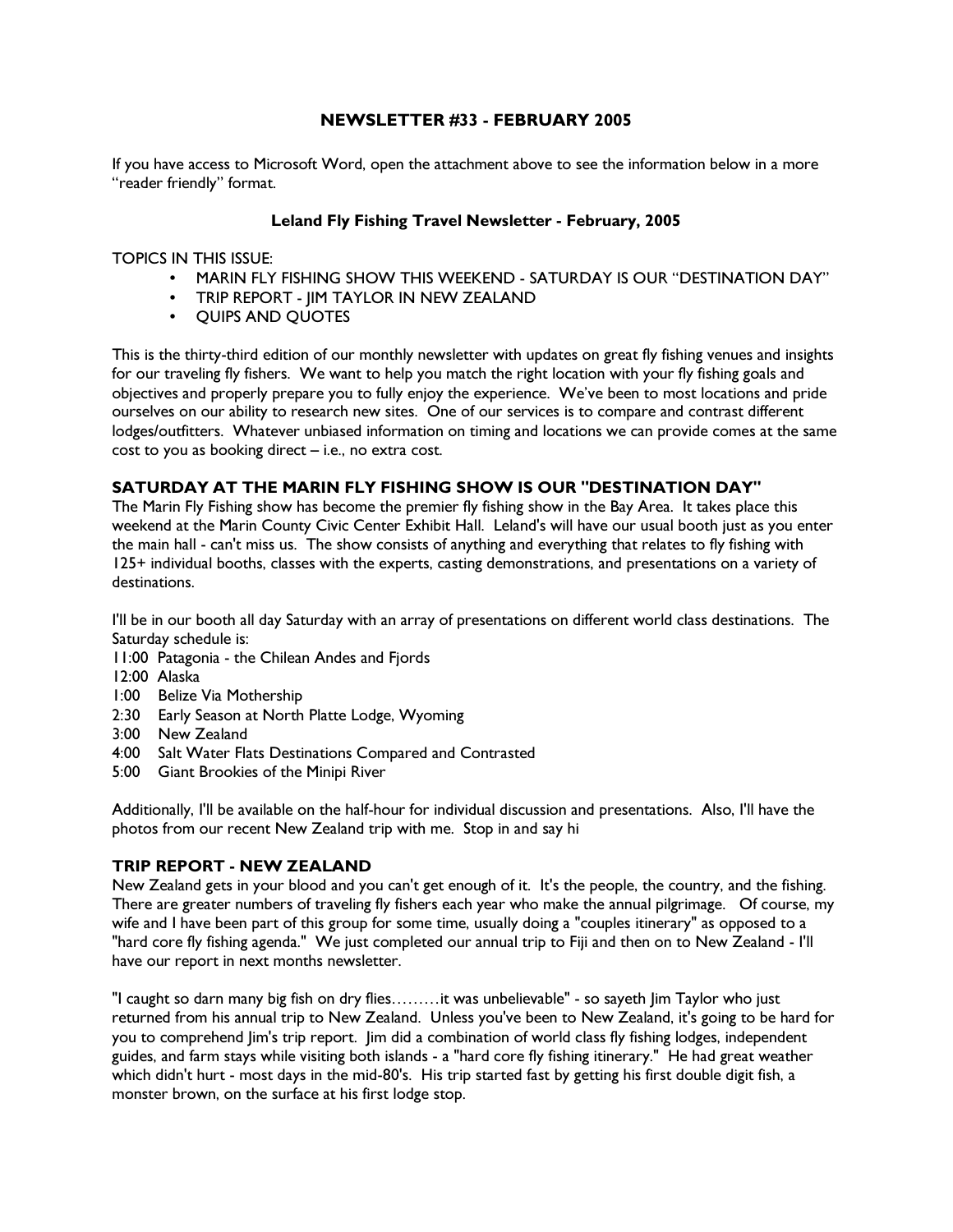# NEWSLETTER #33 - FEBRUARY 2005

If you have access to Microsoft Word, open the attachment above to see the information below in a more "reader friendly" format.

## Leland Fly Fishing Travel Newsletter - February, 2005

TOPICS IN THIS ISSUE:

- MARIN FLY FISHING SHOW THIS WEEKEND - SATURDAY IS OUR "DESTINATION DAY"
- TRIP REPORT - JIM TAYLOR IN NEW ZEALAND
- QUIPS AND QUOTES

This is the thirty-third edition of our monthly newsletter with updates on great fly fishing venues and insights for our traveling fly fishers. We want to help you match the right location with your fly fishing goals and objectives and properly prepare you to fully enjoy the experience. We've been to most locations and pride ourselves on our ability to research new sites. One of our services is to compare and contrast different lodges/outfitters. Whatever unbiased information on timing and locations we can provide comes at the same cost to you as booking direct – i.e., no extra cost.

### SATURDAY AT THE MARIN FLY FISHING SHOW IS OUR "DESTINATION DAY"

The Marin Fly Fishing show has become the premier fly fishing show in the Bay Area. It takes place this weekend at the Marin County Civic Center Exhibit Hall. Leland's will have our usual booth just as you enter the main hall - can't miss us. The show consists of anything and everything that relates to fly fishing with 125+ individual booths, classes with the experts, casting demonstrations, and presentations on a variety of destinations.

I'll be in our booth all day Saturday with an array of presentations on different world class destinations. The Saturday schedule is:

11:00 Patagonia - the Chilean Andes and Fjords
12:00 Alaska
1:00 Belize Via Mothership
2:30 Early Season at North Platte Lodge, Wyoming
3:00 New Zealand
4:00 Salt Water Flats Destinations Compared and Contrasted
5:00 Giant Brookies of the Minipi River

Additionally, I'll be available on the half-hour for individual discussion and presentations. Also, I'll have the photos from our recent New Zealand trip with me. Stop in and say hi

### TRIP REPORT - NEW ZEALAND

New Zealand gets in your blood and you can't get enough of it. It's the people, the country, and the fishing. There are greater numbers of traveling fly fishers each year who make the annual pilgrimage. Of course, my wife and I have been part of this group for some time, usually doing a "couples itinerary" as opposed to a "hard core fly fishing agenda." We just completed our annual trip to Fiji and then on to New Zealand - I'll have our report in next months newsletter.

"I caught so darn many big fish on dry flies………it was unbelievable" - so sayeth Jim Taylor who just returned from his annual trip to New Zealand. Unless you've been to New Zealand, it's going to be hard for you to comprehend Jim's trip report. Jim did a combination of world class fly fishing lodges, independent guides, and farm stays while visiting both islands - a "hard core fly fishing itinerary." He had great weather which didn't hurt - most days in the mid-80's. His trip started fast by getting his first double digit fish, a monster brown, on the surface at his first lodge stop.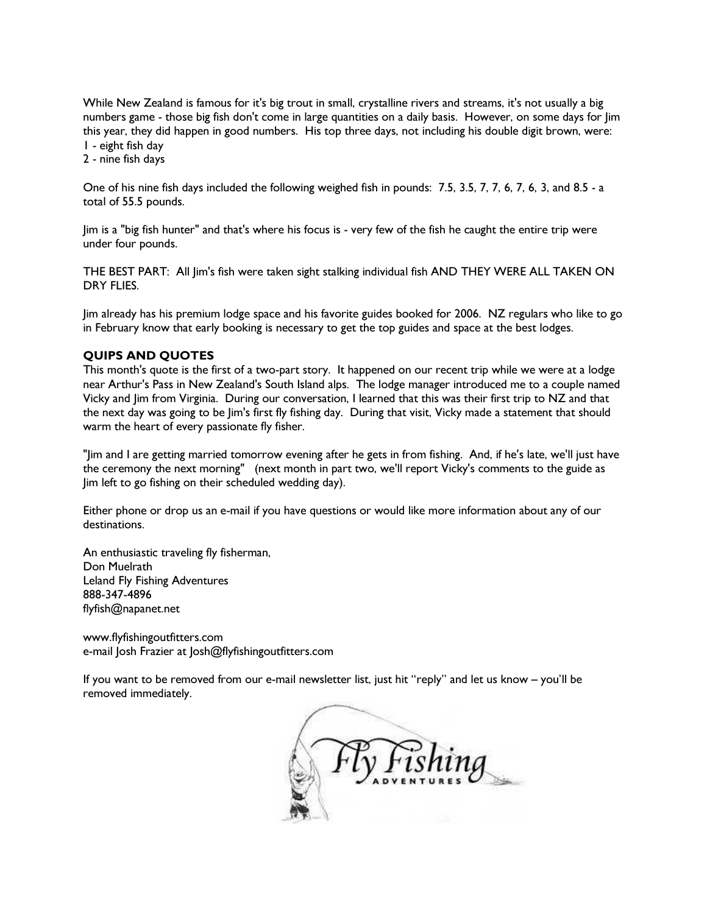While New Zealand is famous for it's big trout in small, crystalline rivers and streams, it's not usually a big numbers game - those big fish don't come in large quantities on a daily basis. However, on some days for Jim this year, they did happen in good numbers. His top three days, not including his double digit brown, were:
1 - eight fish day
2 - nine fish days

One of his nine fish days included the following weighed fish in pounds: 7.5, 3.5, 7, 7, 6, 7, 6, 3, and 8.5 - a total of 55.5 pounds.

Jim is a "big fish hunter" and that's where his focus is - very few of the fish he caught the entire trip were under four pounds.

THE BEST PART: All Jim's fish were taken sight stalking individual fish AND THEY WERE ALL TAKEN ON DRY FLIES.

Jim already has his premium lodge space and his favorite guides booked for 2006. NZ regulars who like to go in February know that early booking is necessary to get the top guides and space at the best lodges.

**QUIPS AND QUOTES**

This month's quote is the first of a two-part story. It happened on our recent trip while we were at a lodge near Arthur's Pass in New Zealand's South Island alps. The lodge manager introduced me to a couple named Vicky and Jim from Virginia. During our conversation, I learned that this was their first trip to NZ and that the next day was going to be Jim's first fly fishing day. During that visit, Vicky made a statement that should warm the heart of every passionate fly fisher.

"Jim and I are getting married tomorrow evening after he gets in from fishing. And, if he's late, we'll just have the ceremony the next morning" (next month in part two, we'll report Vicky's comments to the guide as Jim left to go fishing on their scheduled wedding day).

Either phone or drop us an e-mail if you have questions or would like more information about any of our destinations.

An enthusiastic traveling fly fisherman,
Don Muelrath
Leland Fly Fishing Adventures
888-347-4896
flyfish@napanet.net

www.flyfishingoutfitters.com
e-mail Josh Frazier at Josh@flyfishingoutfitters.com

If you want to be removed from our e-mail newsletter list, just hit "reply" and let us know – you'll be removed immediately.

Fly Fishing ADVENTURES